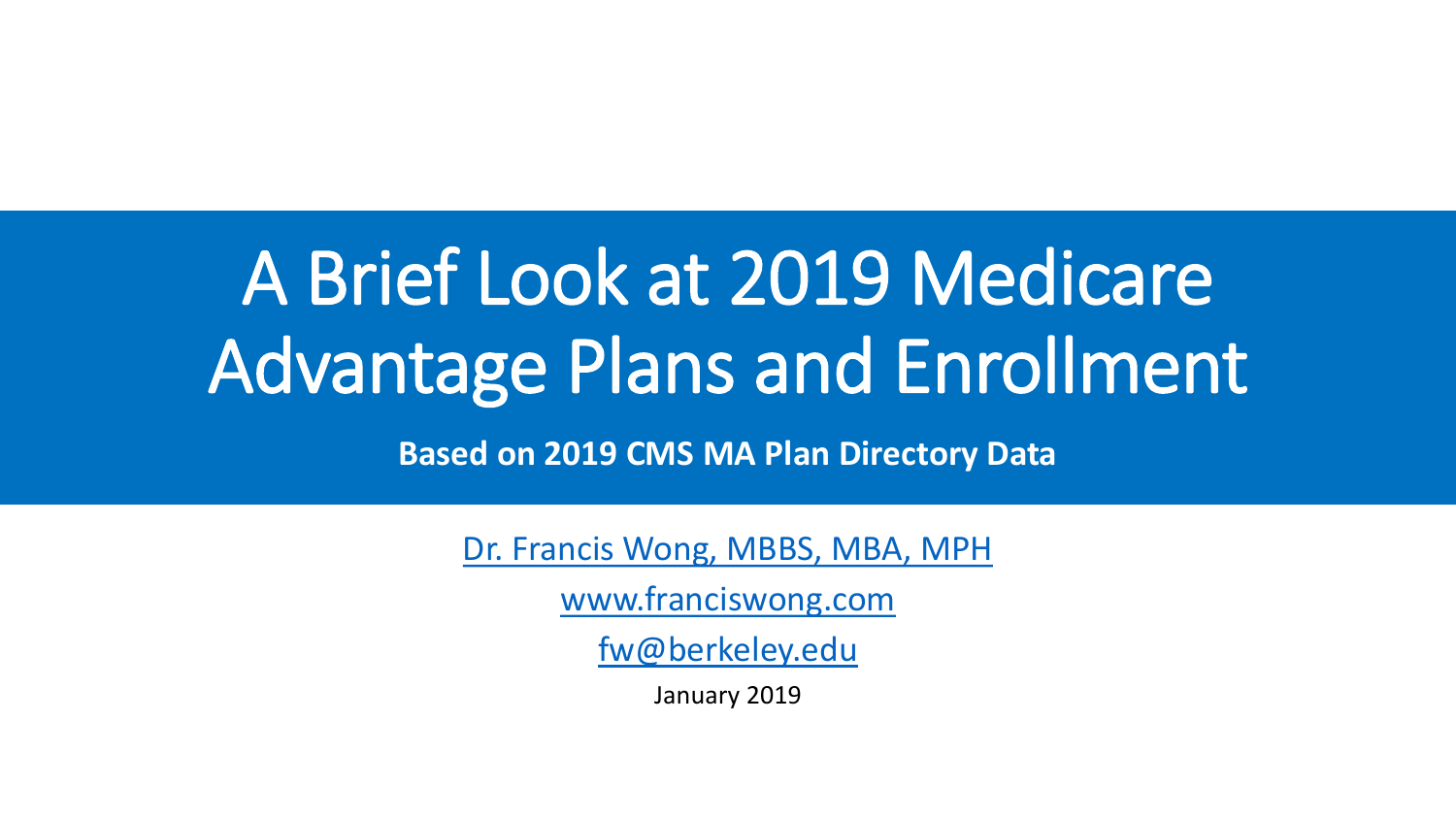# A Brief Look at 2019 Medicare Advantage Plans and Enrollment

**Based on 2019 CMS MA Plan Directory Data**

Dr. Francis Wong, MBBS, MBA, MPH

www.franciswong.com

fw@berkeley.edu

January 2019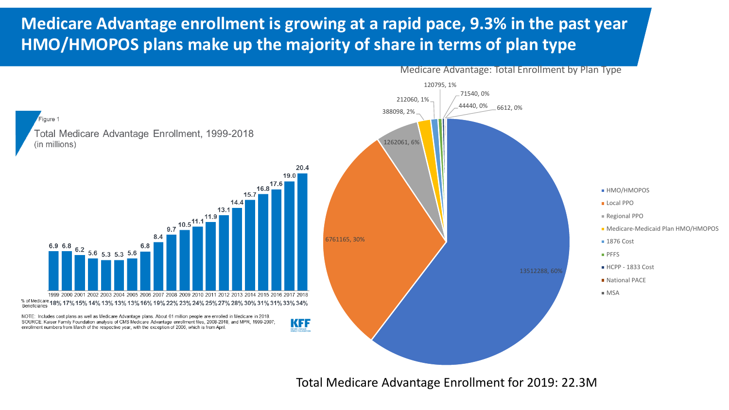# Medicare Advantage enrollment is growing at a rapid pace, 9.3% in the past year HMO/HMOPOS plans make up the majority of share in terms of plan type

Figure 1

Total Medicare Advantage Enrollment, 1999-2018
(in millions)

| Year | 1999 | 2000 | 2001 | 2002 | 2003 | 2004 | 2005 | 2006 | 2007 | 2008 | 2009 | 2010 | 2011 | 2012 | 2013 | 2014 | 2015 | 2016 | 2017 | 2018 |
|---|---|---|---|---|---|---|---|---|---|---|---|---|---|---|---|---|---|---|---|---|
| Enrollment (millions) | 6.9 | 6.8 | 6.2 | 5.6 | 5.3 | 5.3 | 5.6 | 6.8 | 8.4 | 9.7 | 10.5 | 11.1 | 11.9 | 13.1 | 14.4 | 15.7 | 16.8 | 17.6 | 19.0 | 20.4 |
| % of Medicare Beneficiaries | 18% | 17% | 15% | 14% | 13% | 13% | 13% | 16% | 19% | 22% | 23% | 24% | 25% | 27% | 28% | 30% | 31% | 31% | 33% | 34% |

NOTE: Includes cost plans as well as Medicare Advantage plans. About 61 million people are enrolled in Medicare in 2018.
SOURCE: Kaiser Family Foundation analysis of CMS Medicare Advantage enrollment files, 2008-2018, and MPR, 1999-2007; enrollment numbers from March of the respective year, with the exception of 2006, which is from April.

KFF

Medicare Advantage: Total Enrollment by Plan Type

| Plan Type | Enrollment | Share |
|---|---|---|
| HMO/HMOPOS | 13512288 | 60% |
| Local PPO | 6761165 | 30% |
| Regional PPO | 1262061 | 6% |
| Medicare-Medicaid Plan HMO/HMOPOS | 388098 | 2% |
| 1876 Cost | 212060 | 1% |
| PFFS | 120795 | 1% |
| HCPP - 1833 Cost | 71540 | 0% |
| National PACE | 44440 | 0% |
| MSA | 6612 | 0% |

Total Medicare Advantage Enrollment for 2019: 22.3M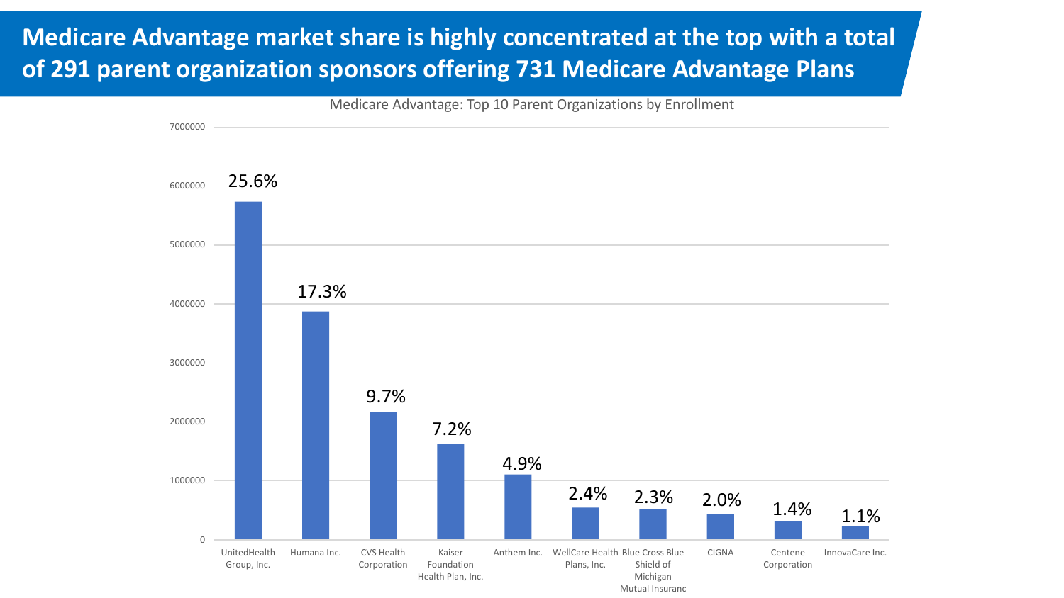# Medicare Advantage market share is highly concentrated at the top with a total of 291 parent organization sponsors offering 731 Medicare Advantage Plans

Medicare Advantage: Top 10 Parent Organizations by Enrollment

| Parent Organization | Market Share |
| --- | --- |
| UnitedHealth Group, Inc. | 25.6% |
| Humana Inc. | 17.3% |
| CVS Health Corporation | 9.7% |
| Kaiser Foundation Health Plan, Inc. | 7.2% |
| Anthem Inc. | 4.9% |
| WellCare Health Plans, Inc. | 2.4% |
| Blue Cross Blue Shield of Michigan Mutual Insuranc | 2.3% |
| CIGNA | 2.0% |
| Centene Corporation | 1.4% |
| InnovaCare Inc. | 1.1% |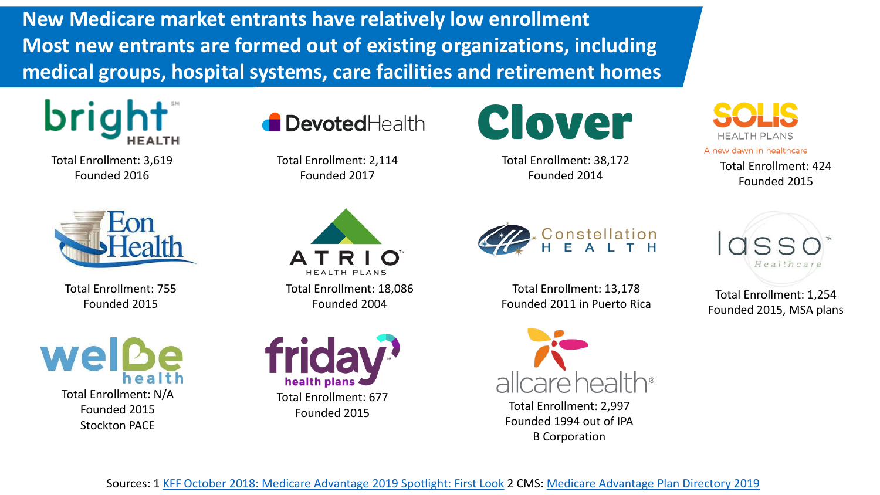# New Medicare market entrants have relatively low enrollment
# Most new entrants are formed out of existing organizations, including medical groups, hospital systems, care facilities and retirement homes

**bright HEALTH**
Total Enrollment: 3,619
Founded 2016

**DevotedHealth**
Total Enrollment: 2,114
Founded 2017

**Clover**
Total Enrollment: 38,172
Founded 2014

**SOLIS HEALTH PLANS**
A new dawn in healthcare
Total Enrollment: 424
Founded 2015

**Eon Health**
Total Enrollment: 755
Founded 2015

**ATRIO HEALTH PLANS**
Total Enrollment: 18,086
Founded 2004

**Constellation HEALTH**
Total Enrollment: 13,178
Founded 2011 in Puerto Rica

**lasso Healthcare**
Total Enrollment: 1,254
Founded 2015, MSA plans

**welbe health**
Total Enrollment: N/A
Founded 2015
Stockton PACE

**friday health plans**
Total Enrollment: 677
Founded 2015

**allcare health**
Total Enrollment: 2,997
Founded 1994 out of IPA
B Corporation

Sources: 1 KFF October 2018: Medicare Advantage 2019 Spotlight: First Look 2 CMS: Medicare Advantage Plan Directory 2019